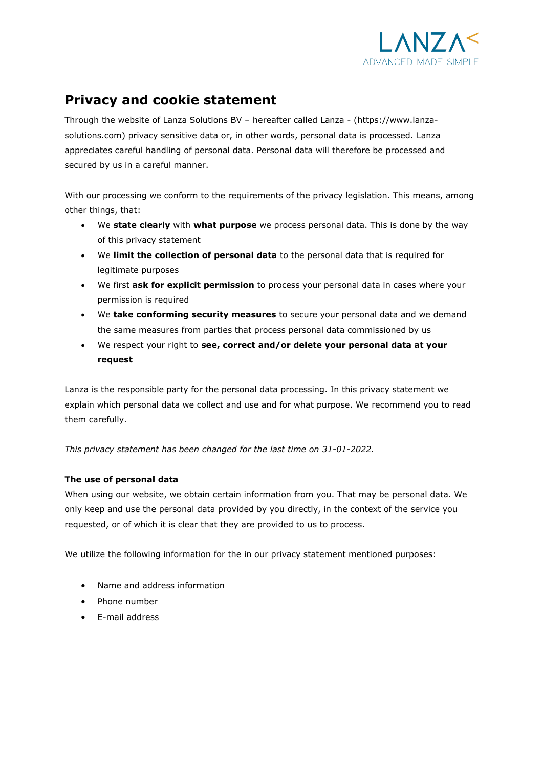# Privacy and cookie statement

Through the website of Lanza Solutions BV – hereafter called Lanza - (https://www.lanza-solutions.com) privacy sensitive data or, in other words, personal data is processed. Lanza appreciates careful handling of personal data. Personal data will therefore be processed and secured by us in a careful manner.

With our processing we conform to the requirements of the privacy legislation. This means, among other things, that:

- We **state clearly** with **what purpose** we process personal data. This is done by the way of this privacy statement
- We **limit the collection of personal data** to the personal data that is required for legitimate purposes
- We first **ask for explicit permission** to process your personal data in cases where your permission is required
- We **take conforming security measures** to secure your personal data and we demand the same measures from parties that process personal data commissioned by us
- We respect your right to **see, correct and/or delete your personal data at your request**

Lanza is the responsible party for the personal data processing. In this privacy statement we explain which personal data we collect and use and for what purpose. We recommend you to read them carefully.

*This privacy statement has been changed for the last time on 31-01-2022.*

**The use of personal data**

When using our website, we obtain certain information from you. That may be personal data. We only keep and use the personal data provided by you directly, in the context of the service you requested, or of which it is clear that they are provided to us to process.

We utilize the following information for the in our privacy statement mentioned purposes:

- Name and address information
- Phone number
- E-mail address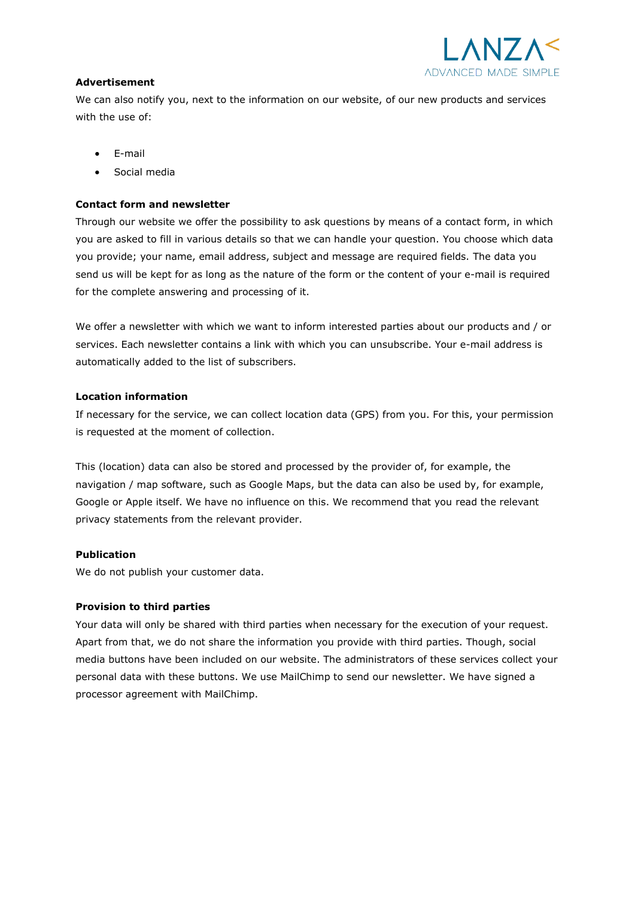**Advertisement**

We can also notify you, next to the information on our website, of our new products and services with the use of:

- E-mail
- Social media

**Contact form and newsletter**

Through our website we offer the possibility to ask questions by means of a contact form, in which you are asked to fill in various details so that we can handle your question. You choose which data you provide; your name, email address, subject and message are required fields. The data you send us will be kept for as long as the nature of the form or the content of your e-mail is required for the complete answering and processing of it.

We offer a newsletter with which we want to inform interested parties about our products and / or services. Each newsletter contains a link with which you can unsubscribe. Your e-mail address is automatically added to the list of subscribers.

**Location information**

If necessary for the service, we can collect location data (GPS) from you. For this, your permission is requested at the moment of collection.

This (location) data can also be stored and processed by the provider of, for example, the navigation / map software, such as Google Maps, but the data can also be used by, for example, Google or Apple itself. We have no influence on this. We recommend that you read the relevant privacy statements from the relevant provider.

**Publication**

We do not publish your customer data.

**Provision to third parties**

Your data will only be shared with third parties when necessary for the execution of your request. Apart from that, we do not share the information you provide with third parties. Though, social media buttons have been included on our website. The administrators of these services collect your personal data with these buttons. We use MailChimp to send our newsletter. We have signed a processor agreement with MailChimp.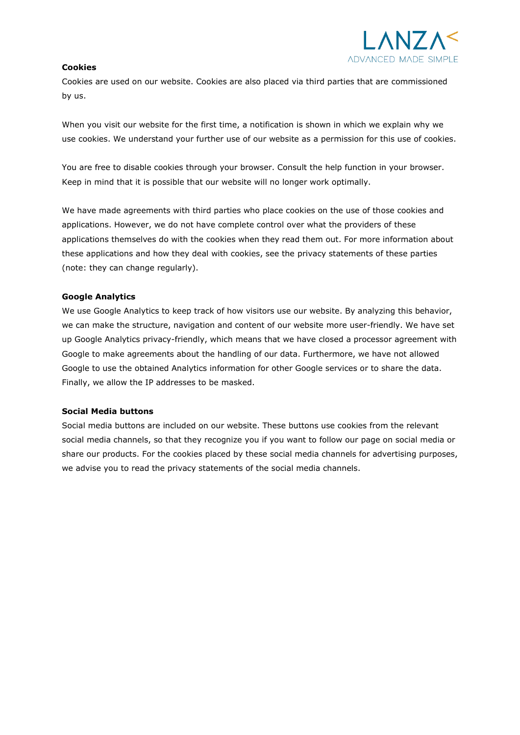**Cookies**

Cookies are used on our website. Cookies are also placed via third parties that are commissioned by us.

When you visit our website for the first time, a notification is shown in which we explain why we use cookies. We understand your further use of our website as a permission for this use of cookies.

You are free to disable cookies through your browser. Consult the help function in your browser. Keep in mind that it is possible that our website will no longer work optimally.

We have made agreements with third parties who place cookies on the use of those cookies and applications. However, we do not have complete control over what the providers of these applications themselves do with the cookies when they read them out. For more information about these applications and how they deal with cookies, see the privacy statements of these parties (note: they can change regularly).

**Google Analytics**

We use Google Analytics to keep track of how visitors use our website. By analyzing this behavior, we can make the structure, navigation and content of our website more user-friendly. We have set up Google Analytics privacy-friendly, which means that we have closed a processor agreement with Google to make agreements about the handling of our data. Furthermore, we have not allowed Google to use the obtained Analytics information for other Google services or to share the data. Finally, we allow the IP addresses to be masked.

**Social Media buttons**

Social media buttons are included on our website. These buttons use cookies from the relevant social media channels, so that they recognize you if you want to follow our page on social media or share our products. For the cookies placed by these social media channels for advertising purposes, we advise you to read the privacy statements of the social media channels.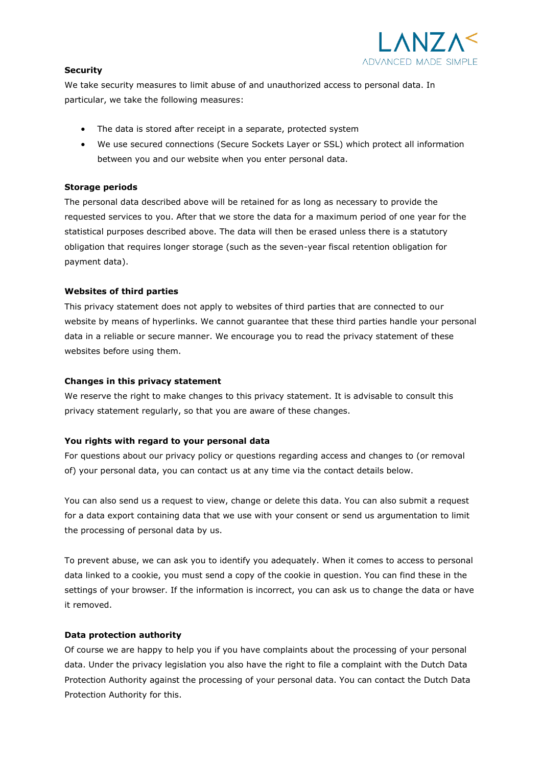**Security**

We take security measures to limit abuse of and unauthorized access to personal data. In particular, we take the following measures:

- The data is stored after receipt in a separate, protected system
- We use secured connections (Secure Sockets Layer or SSL) which protect all information between you and our website when you enter personal data.

**Storage periods**

The personal data described above will be retained for as long as necessary to provide the requested services to you. After that we store the data for a maximum period of one year for the statistical purposes described above. The data will then be erased unless there is a statutory obligation that requires longer storage (such as the seven-year fiscal retention obligation for payment data).

**Websites of third parties**

This privacy statement does not apply to websites of third parties that are connected to our website by means of hyperlinks. We cannot guarantee that these third parties handle your personal data in a reliable or secure manner. We encourage you to read the privacy statement of these websites before using them.

**Changes in this privacy statement**

We reserve the right to make changes to this privacy statement. It is advisable to consult this privacy statement regularly, so that you are aware of these changes.

**You rights with regard to your personal data**

For questions about our privacy policy or questions regarding access and changes to (or removal of) your personal data, you can contact us at any time via the contact details below.

You can also send us a request to view, change or delete this data. You can also submit a request for a data export containing data that we use with your consent or send us argumentation to limit the processing of personal data by us.

To prevent abuse, we can ask you to identify you adequately. When it comes to access to personal data linked to a cookie, you must send a copy of the cookie in question. You can find these in the settings of your browser. If the information is incorrect, you can ask us to change the data or have it removed.

**Data protection authority**

Of course we are happy to help you if you have complaints about the processing of your personal data. Under the privacy legislation you also have the right to file a complaint with the Dutch Data Protection Authority against the processing of your personal data. You can contact the Dutch Data Protection Authority for this.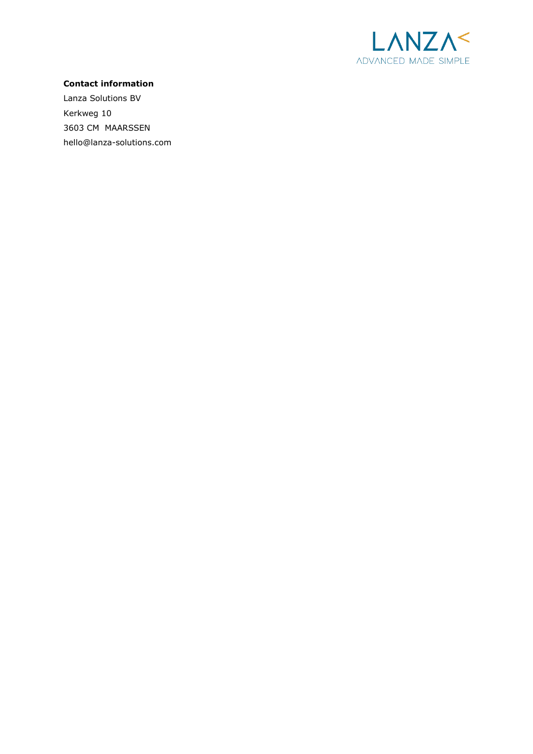LANZA
ADVANCED MADE SIMPLE

**Contact information**

Lanza Solutions BV
Kerkweg 10
3603 CM  MAARSSEN
hello@lanza-solutions.com